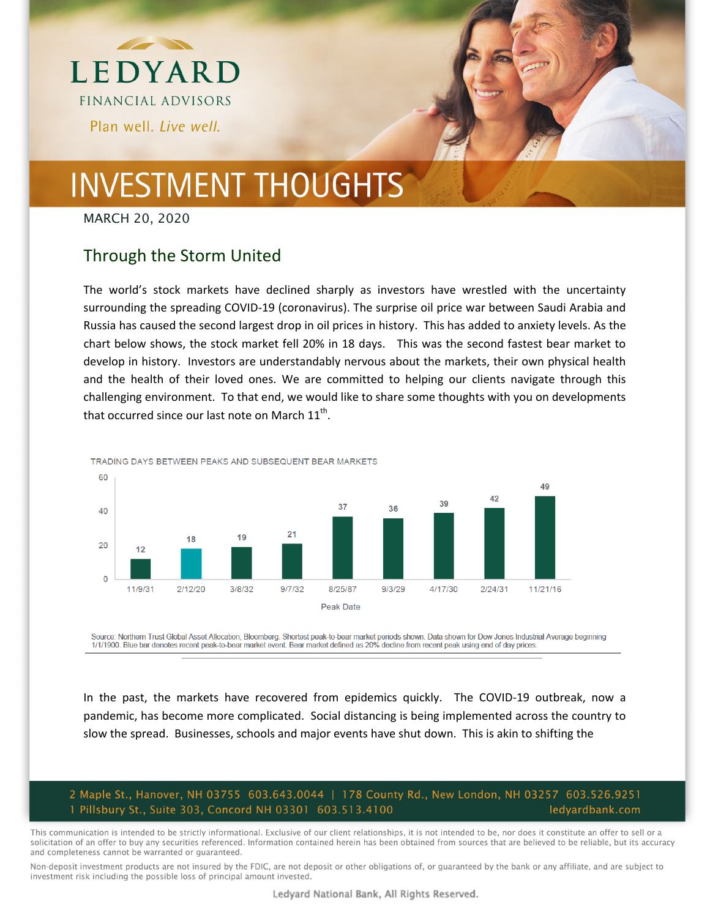# LEDYARD

FINANCIAL ADVISORS

*Plan well. Live well.*

# INVESTMENT THOUGHTS

MARCH 20, 2020

## Through the Storm United

The world's stock markets have declined sharply as investors have wrestled with the uncertainty surrounding the spreading COVID-19 (coronavirus). The surprise oil price war between Saudi Arabia and Russia has caused the second largest drop in oil prices in history. This has added to anxiety levels. As the chart below shows, the stock market fell 20% in 18 days. This was the second fastest bear market to develop in history. Investors are understandably nervous about the markets, their own physical health and the health of their loved ones. We are committed to helping our clients navigate through this challenging environment. To that end, we would like to share some thoughts with you on developments that occurred since our last note on March 11th.

TRADING DAYS BETWEEN PEAKS AND SUBSEQUENT BEAR MARKETS

| Peak Date | Trading Days |
|---|---|
| 11/9/31 | 12 |
| 2/12/20 | 18 |
| 3/8/32 | 19 |
| 9/7/32 | 21 |
| 8/25/87 | 37 |
| 9/3/29 | 36 |
| 4/17/30 | 39 |
| 2/24/31 | 42 |
| 11/21/16 | 49 |

Source: Northern Trust Global Asset Allocation, Bloomberg. Shortest peak-to-bear market periods shown. Data shown for Dow Jones Industrial Average beginning 1/1/1900. Blue bar denotes recent peak-to-bear market event. Bear market defined as 20% decline from recent peak using end of day prices.

In the past, the markets have recovered from epidemics quickly. The COVID-19 outbreak, now a pandemic, has become more complicated. Social distancing is being implemented across the country to slow the spread. Businesses, schools and major events have shut down. This is akin to shifting the

2 Maple St., Hanover, NH 03755 603.643.0044 | 178 County Rd., New London, NH 03257 603.526.9251
1 Pillsbury St., Suite 303, Concord NH 03301 603.513.4100 ledyardbank.com

This communication is intended to be strictly informational. Exclusive of our client relationships, it is not intended to be, nor does it constitute an offer to sell or a solicitation of an offer to buy any securities referenced. Information contained herein has been obtained from sources that are believed to be reliable, but its accuracy and completeness cannot be warranted or guaranteed.

Non-deposit investment products are not insured by the FDIC, are not deposit or other obligations of, or guaranteed by the bank or any affiliate, and are subject to investment risk including the possible loss of principal amount invested.

Ledyard National Bank, All Rights Reserved.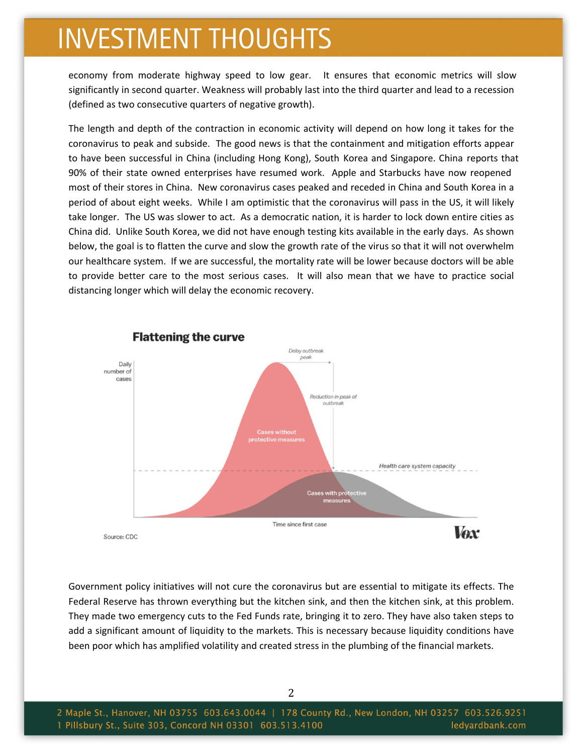economy from moderate highway speed to low gear. It ensures that economic metrics will slow significantly in second quarter. Weakness will probably last into the third quarter and lead to a recession (defined as two consecutive quarters of negative growth).

The length and depth of the contraction in economic activity will depend on how long it takes for the coronavirus to peak and subside. The good news is that the containment and mitigation efforts appear to have been successful in China (including Hong Kong), South Korea and Singapore. China reports that 90% of their state owned enterprises have resumed work. Apple and Starbucks have now reopened most of their stores in China. New coronavirus cases peaked and receded in China and South Korea in a period of about eight weeks. While I am optimistic that the coronavirus will pass in the US, it will likely take longer. The US was slower to act. As a democratic nation, it is harder to lock down entire cities as China did. Unlike South Korea, we did not have enough testing kits available in the early days. As shown below, the goal is to flatten the curve and slow the growth rate of the virus so that it will not overwhelm our healthcare system. If we are successful, the mortality rate will be lower because doctors will be able to provide better care to the most serious cases. It will also mean that we have to practice social distancing longer which will delay the economic recovery.

**Flattening the curve**

Daily number of cases; Delay outbreak peak; Reduction in peak of outbreak; Cases without protective measures; Health care system capacity; Cases with protective measures; Time since first case

Source: CDC — Vox

Government policy initiatives will not cure the coronavirus but are essential to mitigate its effects. The Federal Reserve has thrown everything but the kitchen sink, and then the kitchen sink, at this problem. They made two emergency cuts to the Fed Funds rate, bringing it to zero. They have also taken steps to add a significant amount of liquidity to the markets. This is necessary because liquidity conditions have been poor which has amplified volatility and created stress in the plumbing of the financial markets.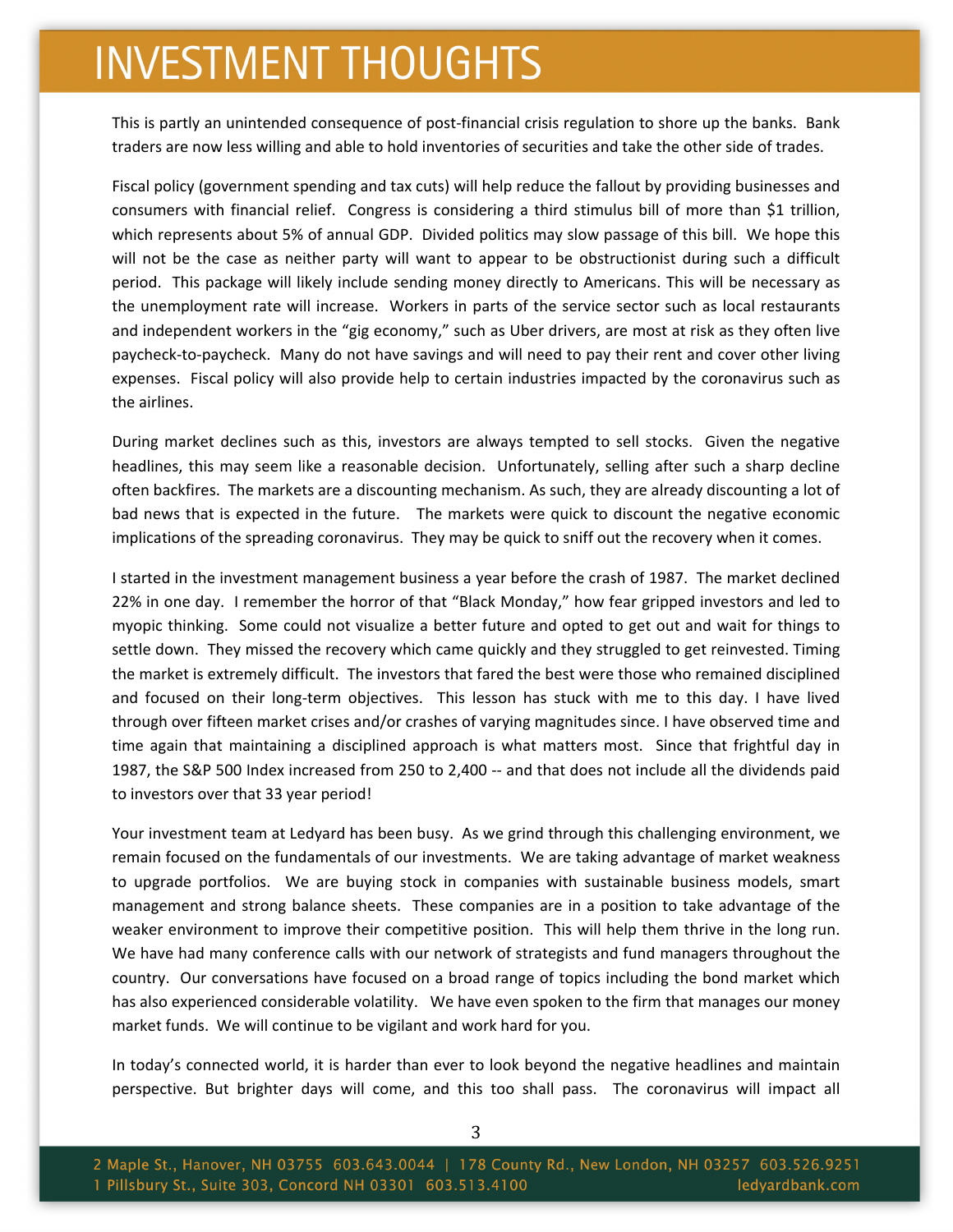This is partly an unintended consequence of post-financial crisis regulation to shore up the banks. Bank traders are now less willing and able to hold inventories of securities and take the other side of trades.

Fiscal policy (government spending and tax cuts) will help reduce the fallout by providing businesses and consumers with financial relief. Congress is considering a third stimulus bill of more than $1 trillion, which represents about 5% of annual GDP. Divided politics may slow passage of this bill. We hope this will not be the case as neither party will want to appear to be obstructionist during such a difficult period. This package will likely include sending money directly to Americans. This will be necessary as the unemployment rate will increase. Workers in parts of the service sector such as local restaurants and independent workers in the "gig economy," such as Uber drivers, are most at risk as they often live paycheck-to-paycheck. Many do not have savings and will need to pay their rent and cover other living expenses. Fiscal policy will also provide help to certain industries impacted by the coronavirus such as the airlines.

During market declines such as this, investors are always tempted to sell stocks. Given the negative headlines, this may seem like a reasonable decision. Unfortunately, selling after such a sharp decline often backfires. The markets are a discounting mechanism. As such, they are already discounting a lot of bad news that is expected in the future. The markets were quick to discount the negative economic implications of the spreading coronavirus. They may be quick to sniff out the recovery when it comes.

I started in the investment management business a year before the crash of 1987. The market declined 22% in one day. I remember the horror of that "Black Monday," how fear gripped investors and led to myopic thinking. Some could not visualize a better future and opted to get out and wait for things to settle down. They missed the recovery which came quickly and they struggled to get reinvested. Timing the market is extremely difficult. The investors that fared the best were those who remained disciplined and focused on their long-term objectives. This lesson has stuck with me to this day. I have lived through over fifteen market crises and/or crashes of varying magnitudes since. I have observed time and time again that maintaining a disciplined approach is what matters most. Since that frightful day in 1987, the S&P 500 Index increased from 250 to 2,400 -- and that does not include all the dividends paid to investors over that 33 year period!

Your investment team at Ledyard has been busy. As we grind through this challenging environment, we remain focused on the fundamentals of our investments. We are taking advantage of market weakness to upgrade portfolios. We are buying stock in companies with sustainable business models, smart management and strong balance sheets. These companies are in a position to take advantage of the weaker environment to improve their competitive position. This will help them thrive in the long run. We have had many conference calls with our network of strategists and fund managers throughout the country. Our conversations have focused on a broad range of topics including the bond market which has also experienced considerable volatility. We have even spoken to the firm that manages our money market funds. We will continue to be vigilant and work hard for you.

In today's connected world, it is harder than ever to look beyond the negative headlines and maintain perspective. But brighter days will come, and this too shall pass. The coronavirus will impact all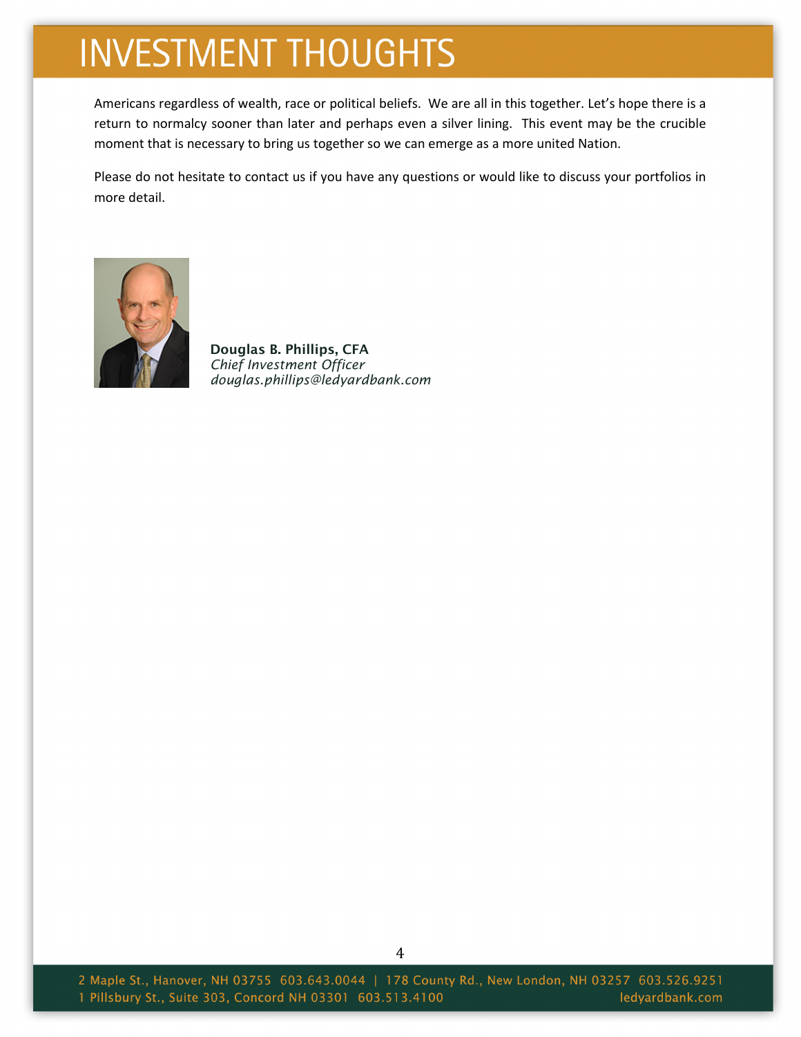Americans regardless of wealth, race or political beliefs. We are all in this together. Let's hope there is a return to normalcy sooner than later and perhaps even a silver lining. This event may be the crucible moment that is necessary to bring us together so we can emerge as a more united Nation.

Please do not hesitate to contact us if you have any questions or would like to discuss your portfolios in more detail.

**Douglas B. Phillips, CFA**
*Chief Investment Officer*
*douglas.phillips@ledyardbank.com*